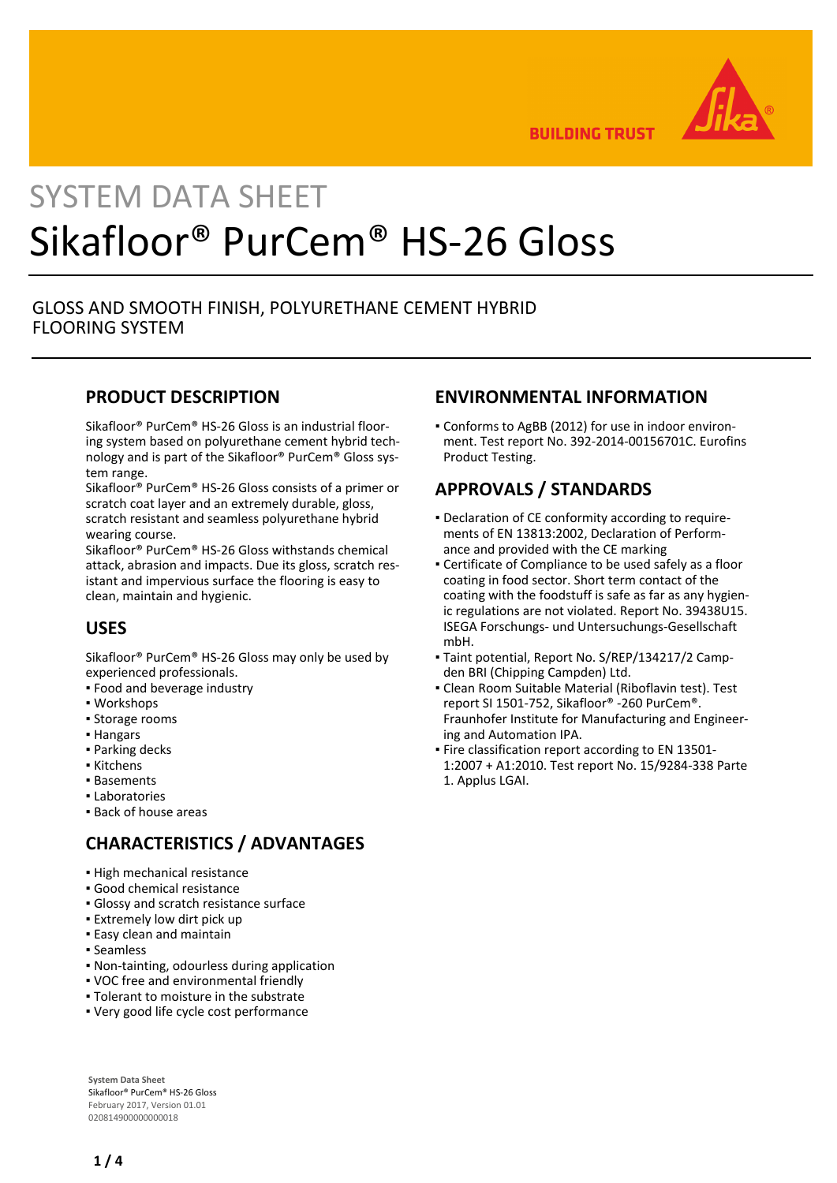SYSTEM DATA SHEET

# Sikafloor® PurCem® HS-26 Gloss

GLOSS AND SMOOTH FINISH, POLYURETHANE CEMENT HYBRID FLOORING SYSTEM

## PRODUCT DESCRIPTION

Sikafloor® PurCem® HS-26 Gloss is an industrial flooring system based on polyurethane cement hybrid technology and is part of the Sikafloor® PurCem® Gloss system range.
Sikafloor® PurCem® HS-26 Gloss consists of a primer or scratch coat layer and an extremely durable, gloss, scratch resistant and seamless polyurethane hybrid wearing course.
Sikafloor® PurCem® HS-26 Gloss withstands chemical attack, abrasion and impacts. Due its gloss, scratch resistant and impervious surface the flooring is easy to clean, maintain and hygienic.

## USES

Sikafloor® PurCem® HS-26 Gloss may only be used by experienced professionals.

- Food and beverage industry
- Workshops
- Storage rooms
- Hangars
- Parking decks
- Kitchens
- Basements
- Laboratories
- Back of house areas

## CHARACTERISTICS / ADVANTAGES

- High mechanical resistance
- Good chemical resistance
- Glossy and scratch resistance surface
- Extremely low dirt pick up
- Easy clean and maintain
- Seamless
- Non-tainting, odourless during application
- VOC free and environmental friendly
- Tolerant to moisture in the substrate
- Very good life cycle cost performance

## ENVIRONMENTAL INFORMATION

- Conforms to AgBB (2012) for use in indoor environment. Test report No. 392-2014-00156701C. Eurofins Product Testing.

## APPROVALS / STANDARDS

- Declaration of CE conformity according to requirements of EN 13813:2002, Declaration of Performance and provided with the CE marking
- Certificate of Compliance to be used safely as a floor coating in food sector. Short term contact of the coating with the foodstuff is safe as far as any hygienic regulations are not violated. Report No. 39438U15. ISEGA Forschungs- und Untersuchungs-Gesellschaft mbH.
- Taint potential, Report No. S/REP/134217/2 Campden BRI (Chipping Campden) Ltd.
- Clean Room Suitable Material (Riboflavin test). Test report SI 1501-752, Sikafloor® -260 PurCem®. Fraunhofer Institute for Manufacturing and Engineering and Automation IPA.
- Fire classification report according to EN 13501-1:2007 + A1:2010. Test report No. 15/9284-338 Parte 1. Applus LGAI.

**System Data Sheet**
Sikafloor® PurCem® HS-26 Gloss
February 2017, Version 01.01
020814900000000018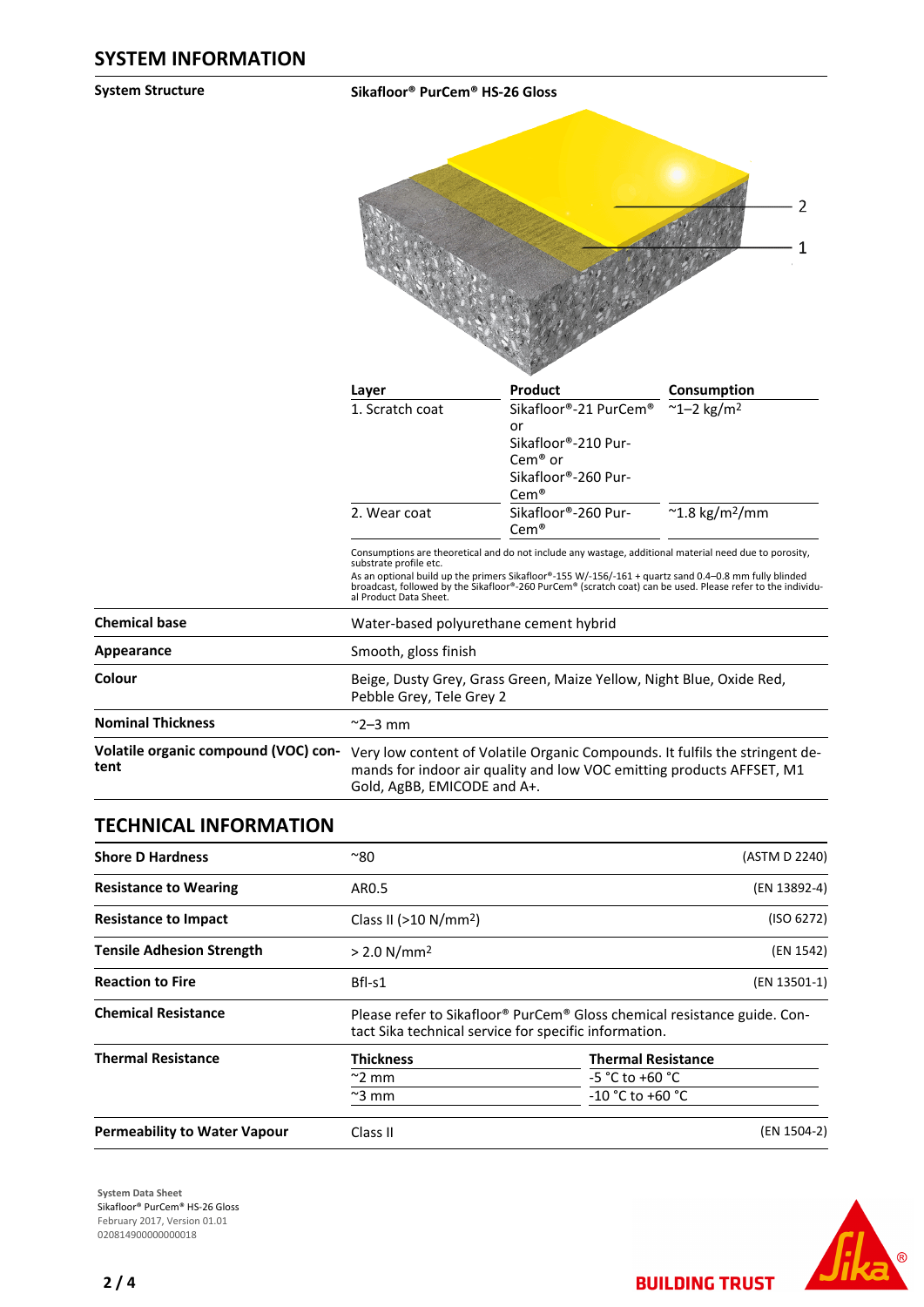## SYSTEM INFORMATION

**System Structure**

**Sikafloor® PurCem® HS-26 Gloss**

| Layer | Product | Consumption |
|---|---|---|
| 1. Scratch coat | Sikafloor®-21 PurCem® or Sikafloor®-210 PurCem® or Sikafloor®-260 PurCem® | ~1–2 kg/m² |
| 2. Wear coat | Sikafloor®-260 PurCem® | ~1.8 kg/m²/mm |

Consumptions are theoretical and do not include any wastage, additional material need due to porosity, substrate profile etc.
As an optional build up the primers Sikafloor®-155 W/-156/-161 + quartz sand 0.4–0.8 mm fully blinded broadcast, followed by the Sikafloor®-260 PurCem® (scratch coat) can be used. Please refer to the individual Product Data Sheet.

| | |
|---|---|
| **Chemical base** | Water-based polyurethane cement hybrid |
| **Appearance** | Smooth, gloss finish |
| **Colour** | Beige, Dusty Grey, Grass Green, Maize Yellow, Night Blue, Oxide Red, Pebble Grey, Tele Grey 2 |
| **Nominal Thickness** | ~2–3 mm |
| **Volatile organic compound (VOC) content** | Very low content of Volatile Organic Compounds. It fulfils the stringent demands for indoor air quality and low VOC emitting products AFFSET, M1 Gold, AgBB, EMICODE and A+. |

## TECHNICAL INFORMATION

| | | |
|---|---|---|
| **Shore D Hardness** | ~80 | (ASTM D 2240) |
| **Resistance to Wearing** | AR0.5 | (EN 13892-4) |
| **Resistance to Impact** | Class II (>10 N/mm²) | (ISO 6272) |
| **Tensile Adhesion Strength** | > 2.0 N/mm² | (EN 1542) |
| **Reaction to Fire** | Bfl-s1 | (EN 13501-1) |
| **Chemical Resistance** | Please refer to Sikafloor® PurCem® Gloss chemical resistance guide. Contact Sika technical service for specific information. | |

**Thermal Resistance**

| Thickness | Thermal Resistance |
|---|---|
| ~2 mm | -5 °C to +60 °C |
| ~3 mm | -10 °C to +60 °C |

| | | |
|---|---|---|
| **Permeability to Water Vapour** | Class II | (EN 1504-2) |

System Data Sheet
Sikafloor® PurCem® HS-26 Gloss
February 2017, Version 01.01
020814900000000018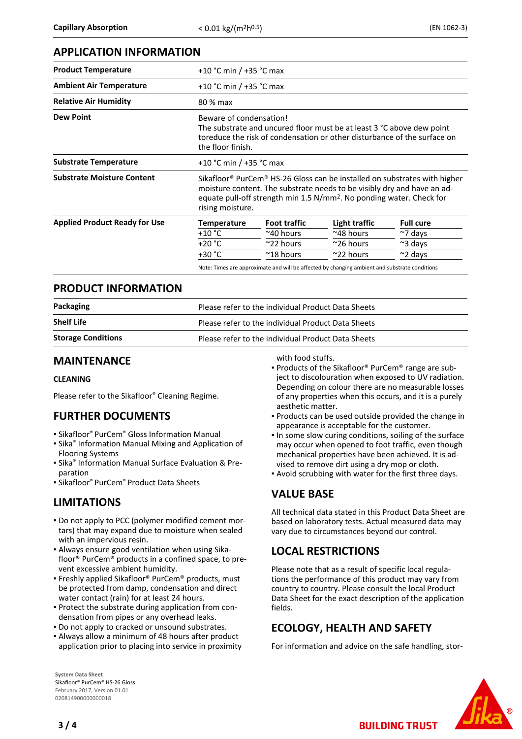| Capillary Absorption | < 0.01 kg/(m$^2$h$^{0.5}$) | (EN 1062-3) |
|---|---|---|

## APPLICATION INFORMATION

| | |
|---|---|
| **Product Temperature** | +10 °C min / +35 °C max |
| **Ambient Air Temperature** | +10 °C min / +35 °C max |
| **Relative Air Humidity** | 80 % max |
| **Dew Point** | Beware of condensation! The substrate and uncured floor must be at least 3 °C above dew point toreduce the risk of condensation or other disturbance of the surface on the floor finish. |
| **Substrate Temperature** | +10 °C min / +35 °C max |
| **Substrate Moisture Content** | Sikafloor® PurCem® HS-26 Gloss can be installed on substrates with higher moisture content. The substrate needs to be visibly dry and have an adequate pull-off strength min 1.5 N/mm$^2$. No ponding water. Check for rising moisture. |

**Applied Product Ready for Use**

| Temperature | Foot traffic | Light traffic | Full cure |
|---|---|---|---|
| +10 °C | ~40 hours | ~48 hours | ~7 days |
| +20 °C | ~22 hours | ~26 hours | ~3 days |
| +30 °C | ~18 hours | ~22 hours | ~2 days |

Note: Times are approximate and will be affected by changing ambient and substrate conditions

## PRODUCT INFORMATION

| | |
|---|---|
| **Packaging** | Please refer to the individual Product Data Sheets |
| **Shelf Life** | Please refer to the individual Product Data Sheets |
| **Storage Conditions** | Please refer to the individual Product Data Sheets |

## MAINTENANCE

### CLEANING

Please refer to the Sikafloor® Cleaning Regime.

## FURTHER DOCUMENTS

- Sikafloor® PurCem® Gloss Information Manual
- Sika® Information Manual Mixing and Application of Flooring Systems
- Sika® Information Manual Surface Evaluation & Preparation
- Sikafloor® PurCem® Product Data Sheets

## LIMITATIONS

- Do not apply to PCC (polymer modified cement mortars) that may expand due to moisture when sealed with an impervious resin.
- Always ensure good ventilation when using Sikafloor® PurCem® products in a confined space, to prevent excessive ambient humidity.
- Freshly applied Sikafloor® PurCem® products, must be protected from damp, condensation and direct water contact (rain) for at least 24 hours.
- Protect the substrate during application from condensation from pipes or any overhead leaks.
- Do not apply to cracked or unsound substrates.
- Always allow a minimum of 48 hours after product application prior to placing into service in proximity with food stuffs.
- Products of the Sikafloor® PurCem® range are subject to discolouration when exposed to UV radiation. Depending on colour there are no measurable losses of any properties when this occurs, and it is a purely aesthetic matter.
- Products can be used outside provided the change in appearance is acceptable for the customer.
- In some slow curing conditions, soiling of the surface may occur when opened to foot traffic, even though mechanical properties have been achieved. It is advised to remove dirt using a dry mop or cloth.
- Avoid scrubbing with water for the first three days.

## VALUE BASE

All technical data stated in this Product Data Sheet are based on laboratory tests. Actual measured data may vary due to circumstances beyond our control.

## LOCAL RESTRICTIONS

Please note that as a result of specific local regulations the performance of this product may vary from country to country. Please consult the local Product Data Sheet for the exact description of the application fields.

## ECOLOGY, HEALTH AND SAFETY

For information and advice on the safe handling, stor-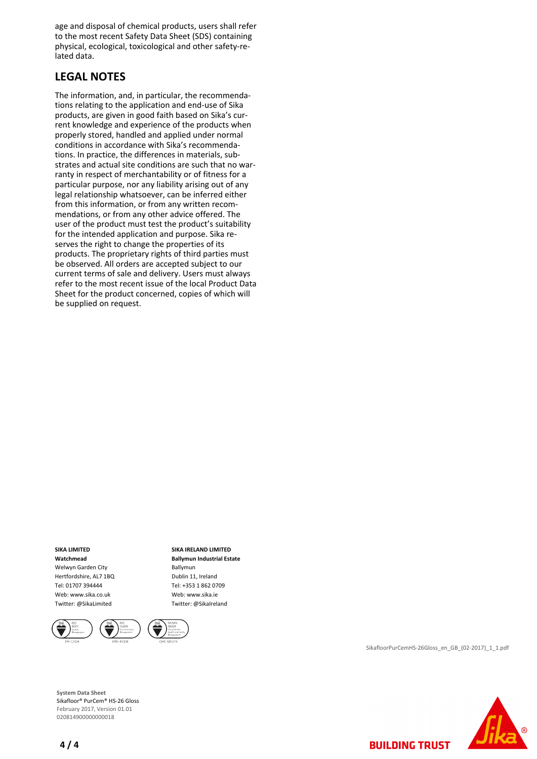age and disposal of chemical products, users shall refer to the most recent Safety Data Sheet (SDS) containing physical, ecological, toxicological and other safety-related data.

## LEGAL NOTES

The information, and, in particular, the recommendations relating to the application and end-use of Sika products, are given in good faith based on Sika's current knowledge and experience of the products when properly stored, handled and applied under normal conditions in accordance with Sika's recommendations. In practice, the differences in materials, substrates and actual site conditions are such that no warranty in respect of merchantability or of fitness for a particular purpose, nor any liability arising out of any legal relationship whatsoever, can be inferred either from this information, or from any written recommendations, or from any other advice offered. The user of the product must test the product's suitability for the intended application and purpose. Sika reserves the right to change the properties of its products. The proprietary rights of third parties must be observed. All orders are accepted subject to our current terms of sale and delivery. Users must always refer to the most recent issue of the local Product Data Sheet for the product concerned, copies of which will be supplied on request.

**SIKA LIMITED**
**Watchmead**
Welwyn Garden City
Hertfordshire, AL7 1BQ
Tel: 01707 394444
Web: www.sika.co.uk
Twitter: @SikaLimited

**SIKA IRELAND LIMITED**
**Ballymun Industrial Estate**
Ballymun
Dublin 11, Ireland
Tel: +353 1 862 0709
Web: www.sika.ie
Twitter: @SikaIreland

FM 12504 EMS 45308 OHS 585274

SikafloorPurCemHS-26Gloss_en_GB_(02-2017)_1_1.pdf

**System Data Sheet**
Sikafloor® PurCem® HS-26 Gloss
February 2017, Version 01.01
020814900000000018

**BUILDING TRUST**